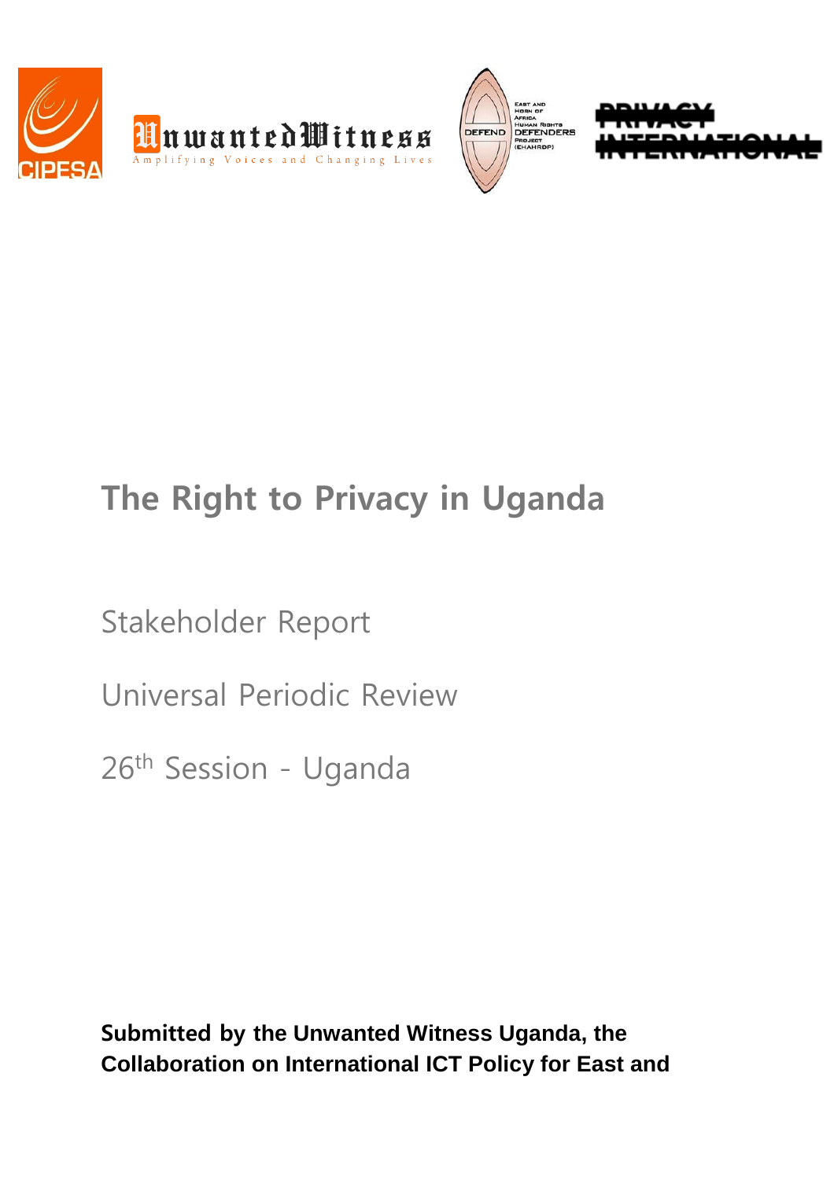# The Right to Privacy in Uganda

Stakeholder Report

Universal Periodic Review

26th Session - Uganda

**Submitted by the Unwanted Witness Uganda, the Collaboration on International ICT Policy for East and**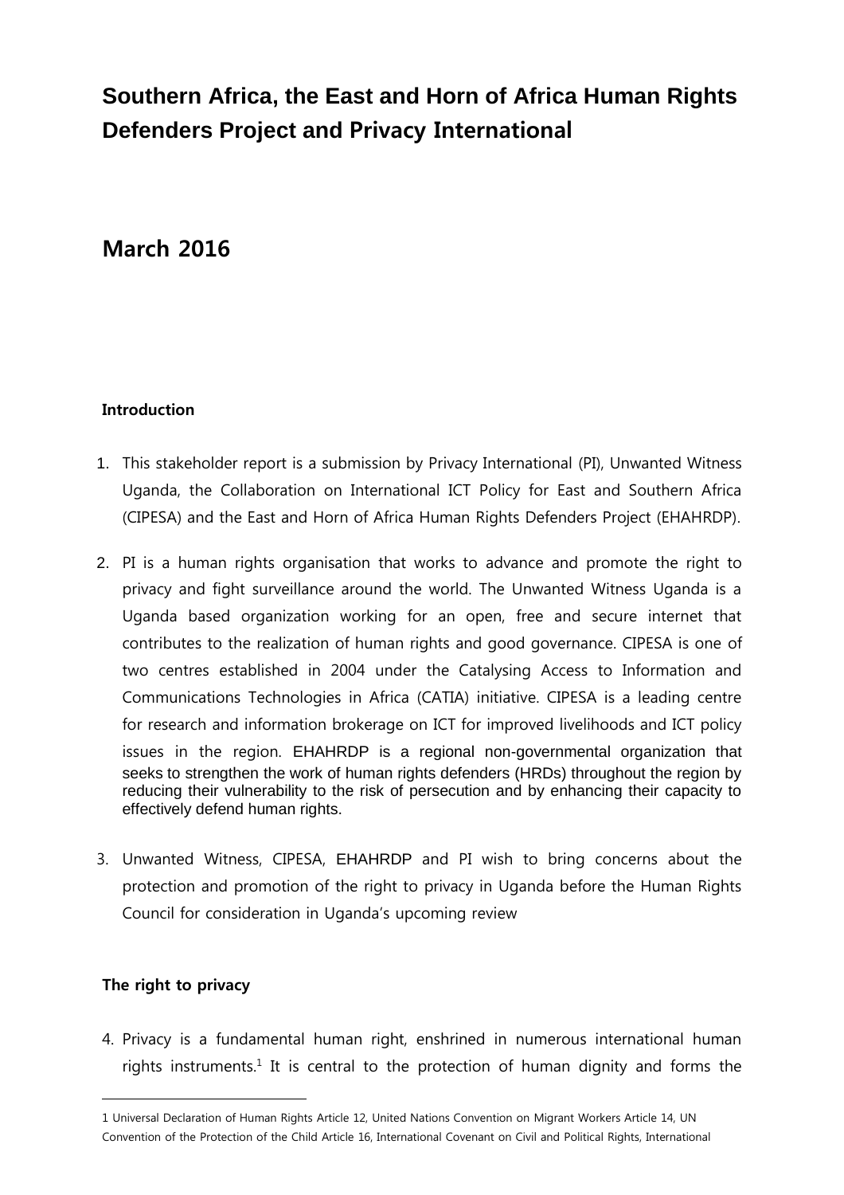# Southern Africa, the East and Horn of Africa Human Rights Defenders Project and Privacy International

## March 2016

### Introduction

1. This stakeholder report is a submission by Privacy International (PI), Unwanted Witness Uganda, the Collaboration on International ICT Policy for East and Southern Africa (CIPESA) and the East and Horn of Africa Human Rights Defenders Project (EHAHRDP).

2. PI is a human rights organisation that works to advance and promote the right to privacy and fight surveillance around the world. The Unwanted Witness Uganda is a Uganda based organization working for an open, free and secure internet that contributes to the realization of human rights and good governance. CIPESA is one of two centres established in 2004 under the Catalysing Access to Information and Communications Technologies in Africa (CATIA) initiative. CIPESA is a leading centre for research and information brokerage on ICT for improved livelihoods and ICT policy issues in the region. EHAHRDP is a regional non-governmental organization that seeks to strengthen the work of human rights defenders (HRDs) throughout the region by reducing their vulnerability to the risk of persecution and by enhancing their capacity to effectively defend human rights.

3. Unwanted Witness, CIPESA, EHAHRDP and PI wish to bring concerns about the protection and promotion of the right to privacy in Uganda before the Human Rights Council for consideration in Uganda's upcoming review

### The right to privacy

4. Privacy is a fundamental human right, enshrined in numerous international human rights instruments.[1] It is central to the protection of human dignity and forms the

---

1 Universal Declaration of Human Rights Article 12, United Nations Convention on Migrant Workers Article 14, UN Convention of the Protection of the Child Article 16, International Covenant on Civil and Political Rights, International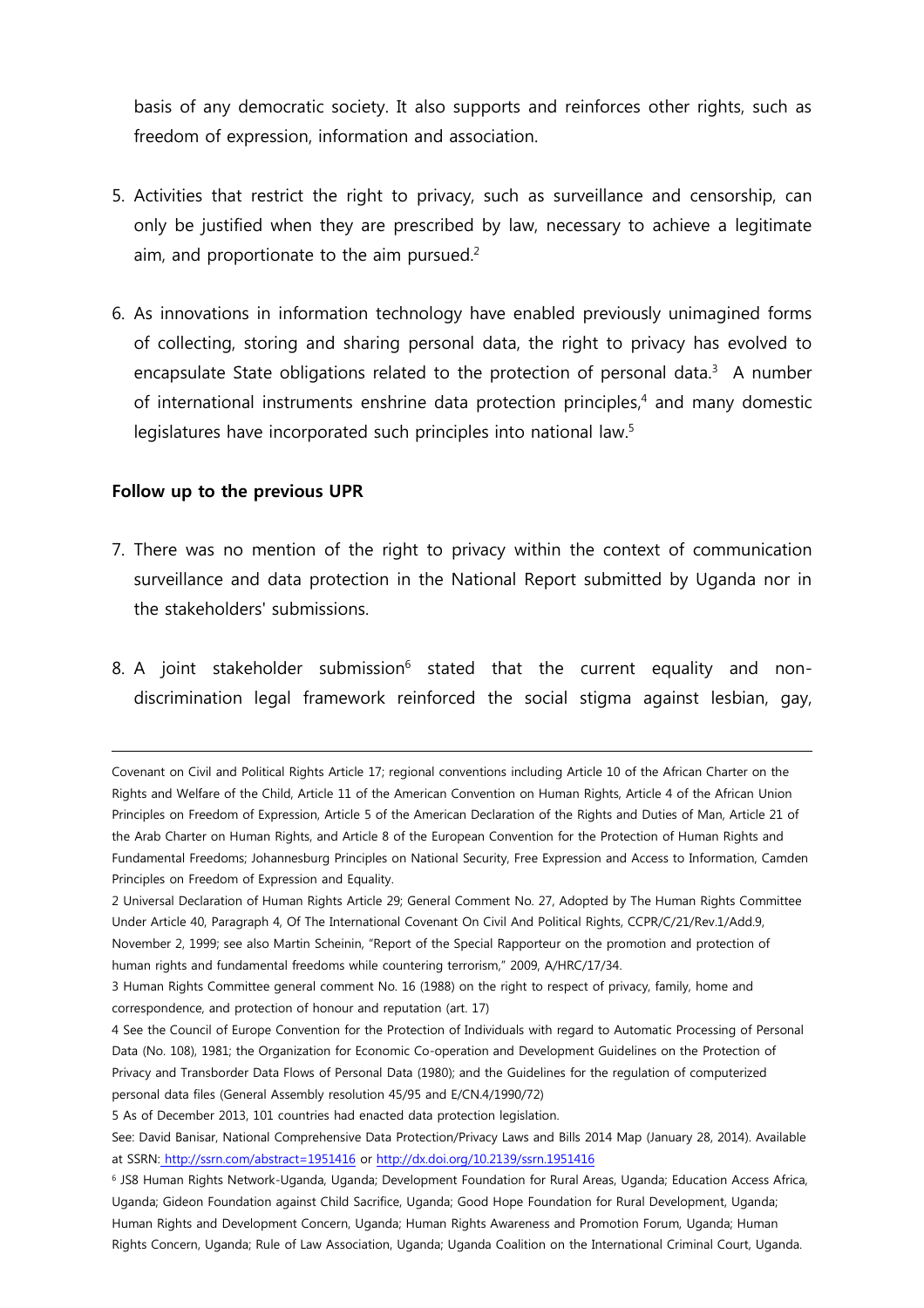basis of any democratic society. It also supports and reinforces other rights, such as freedom of expression, information and association.

5. Activities that restrict the right to privacy, such as surveillance and censorship, can only be justified when they are prescribed by law, necessary to achieve a legitimate aim, and proportionate to the aim pursued.[2]

6. As innovations in information technology have enabled previously unimagined forms of collecting, storing and sharing personal data, the right to privacy has evolved to encapsulate State obligations related to the protection of personal data.[3] A number of international instruments enshrine data protection principles,[4] and many domestic legislatures have incorporated such principles into national law.[5]

**Follow up to the previous UPR**

7. There was no mention of the right to privacy within the context of communication surveillance and data protection in the National Report submitted by Uganda nor in the stakeholders' submissions.

8. A joint stakeholder submission[6] stated that the current equality and non-discrimination legal framework reinforced the social stigma against lesbian, gay,

---

Covenant on Civil and Political Rights Article 17; regional conventions including Article 10 of the African Charter on the Rights and Welfare of the Child, Article 11 of the American Convention on Human Rights, Article 4 of the African Union Principles on Freedom of Expression, Article 5 of the American Declaration of the Rights and Duties of Man, Article 21 of the Arab Charter on Human Rights, and Article 8 of the European Convention for the Protection of Human Rights and Fundamental Freedoms; Johannesburg Principles on National Security, Free Expression and Access to Information, Camden Principles on Freedom of Expression and Equality.

2 Universal Declaration of Human Rights Article 29; General Comment No. 27, Adopted by The Human Rights Committee Under Article 40, Paragraph 4, Of The International Covenant On Civil And Political Rights, CCPR/C/21/Rev.1/Add.9, November 2, 1999; see also Martin Scheinin, "Report of the Special Rapporteur on the promotion and protection of human rights and fundamental freedoms while countering terrorism," 2009, A/HRC/17/34.

3 Human Rights Committee general comment No. 16 (1988) on the right to respect of privacy, family, home and correspondence, and protection of honour and reputation (art. 17)

4 See the Council of Europe Convention for the Protection of Individuals with regard to Automatic Processing of Personal Data (No. 108), 1981; the Organization for Economic Co-operation and Development Guidelines on the Protection of Privacy and Transborder Data Flows of Personal Data (1980); and the Guidelines for the regulation of computerized personal data files (General Assembly resolution 45/95 and E/CN.4/1990/72)

5 As of December 2013, 101 countries had enacted data protection legislation.

See: David Banisar, National Comprehensive Data Protection/Privacy Laws and Bills 2014 Map (January 28, 2014). Available at SSRN: http://ssrn.com/abstract=1951416 or http://dx.doi.org/10.2139/ssrn.1951416

6 JS8 Human Rights Network-Uganda, Uganda; Development Foundation for Rural Areas, Uganda; Education Access Africa, Uganda; Gideon Foundation against Child Sacrifice, Uganda; Good Hope Foundation for Rural Development, Uganda; Human Rights and Development Concern, Uganda; Human Rights Awareness and Promotion Forum, Uganda; Human Rights Concern, Uganda; Rule of Law Association, Uganda; Uganda Coalition on the International Criminal Court, Uganda.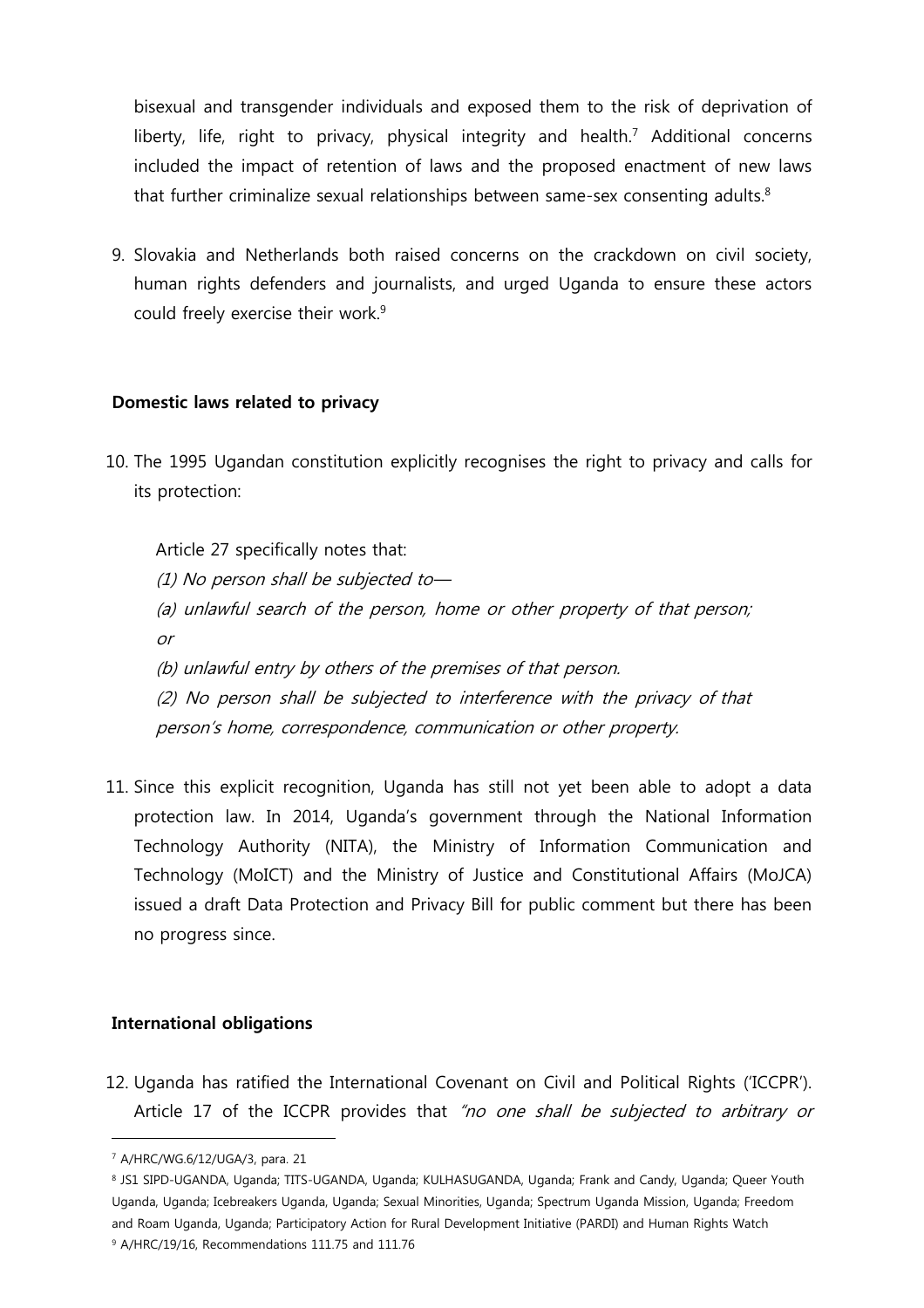bisexual and transgender individuals and exposed them to the risk of deprivation of liberty, life, right to privacy, physical integrity and health.[7] Additional concerns included the impact of retention of laws and the proposed enactment of new laws that further criminalize sexual relationships between same-sex consenting adults.[8]

9. Slovakia and Netherlands both raised concerns on the crackdown on civil society, human rights defenders and journalists, and urged Uganda to ensure these actors could freely exercise their work.[9]

**Domestic laws related to privacy**

10. The 1995 Ugandan constitution explicitly recognises the right to privacy and calls for its protection:

    Article 27 specifically notes that:
    *(1) No person shall be subjected to—*
    *(a) unlawful search of the person, home or other property of that person; or*
    *(b) unlawful entry by others of the premises of that person.*
    *(2) No person shall be subjected to interference with the privacy of that person's home, correspondence, communication or other property.*

11. Since this explicit recognition, Uganda has still not yet been able to adopt a data protection law. In 2014, Uganda's government through the National Information Technology Authority (NITA), the Ministry of Information Communication and Technology (MoICT) and the Ministry of Justice and Constitutional Affairs (MoJCA) issued a draft Data Protection and Privacy Bill for public comment but there has been no progress since.

**International obligations**

12. Uganda has ratified the International Covenant on Civil and Political Rights ('ICCPR'). Article 17 of the ICCPR provides that *"no one shall be subjected to arbitrary or*

---

[7] A/HRC/WG.6/12/UGA/3, para. 21

[8] JS1 SIPD-UGANDA, Uganda; TITS-UGANDA, Uganda; KULHASUGANDA, Uganda; Frank and Candy, Uganda; Queer Youth Uganda, Uganda; Icebreakers Uganda, Uganda; Sexual Minorities, Uganda; Spectrum Uganda Mission, Uganda; Freedom and Roam Uganda, Uganda; Participatory Action for Rural Development Initiative (PARDI) and Human Rights Watch

[9] A/HRC/19/16, Recommendations 111.75 and 111.76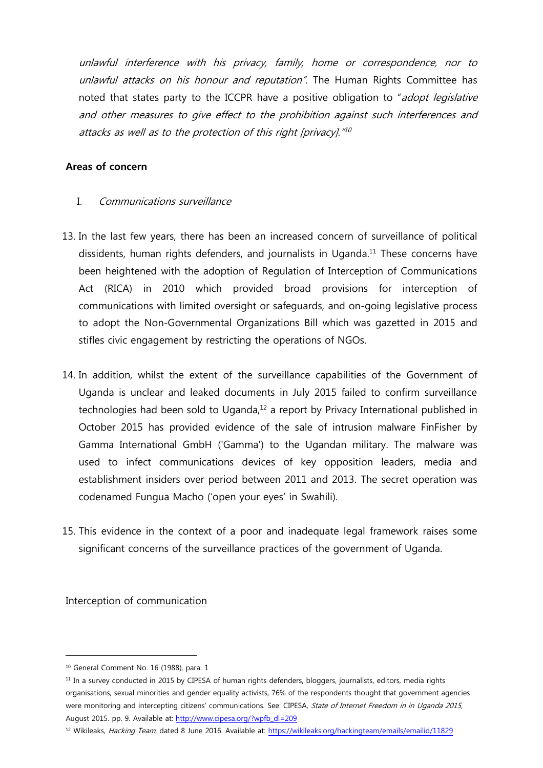*unlawful interference with his privacy, family, home or correspondence, nor to unlawful attacks on his honour and reputation"*. The Human Rights Committee has noted that states party to the ICCPR have a positive obligation to "*adopt legislative and other measures to give effect to the prohibition against such interferences and attacks as well as to the protection of this right [privacy].*"[10]

**Areas of concern**

I. *Communications surveillance*

13. In the last few years, there has been an increased concern of surveillance of political dissidents, human rights defenders, and journalists in Uganda.[11] These concerns have been heightened with the adoption of Regulation of Interception of Communications Act (RICA) in 2010 which provided broad provisions for interception of communications with limited oversight or safeguards, and on-going legislative process to adopt the Non-Governmental Organizations Bill which was gazetted in 2015 and stifles civic engagement by restricting the operations of NGOs.

14. In addition, whilst the extent of the surveillance capabilities of the Government of Uganda is unclear and leaked documents in July 2015 failed to confirm surveillance technologies had been sold to Uganda,[12] a report by Privacy International published in October 2015 has provided evidence of the sale of intrusion malware FinFisher by Gamma International GmbH ('Gamma') to the Ugandan military. The malware was used to infect communications devices of key opposition leaders, media and establishment insiders over period between 2011 and 2013. The secret operation was codenamed Fungua Macho ('open your eyes' in Swahili).

15. This evidence in the context of a poor and inadequate legal framework raises some significant concerns of the surveillance practices of the government of Uganda.

<u>Interception of communication</u>

---

[10] General Comment No. 16 (1988), para. 1

[11] In a survey conducted in 2015 by CIPESA of human rights defenders, bloggers, journalists, editors, media rights organisations, sexual minorities and gender equality activists, 76% of the respondents thought that government agencies were monitoring and intercepting citizens' communications. See: CIPESA, *State of Internet Freedom in in Uganda 2015*, August 2015. pp. 9. Available at: http://www.cipesa.org/?wpfb_dl=209

[12] Wikileaks, *Hacking Team*, dated 8 June 2016. Available at: https://wikileaks.org/hackingteam/emails/emailid/11829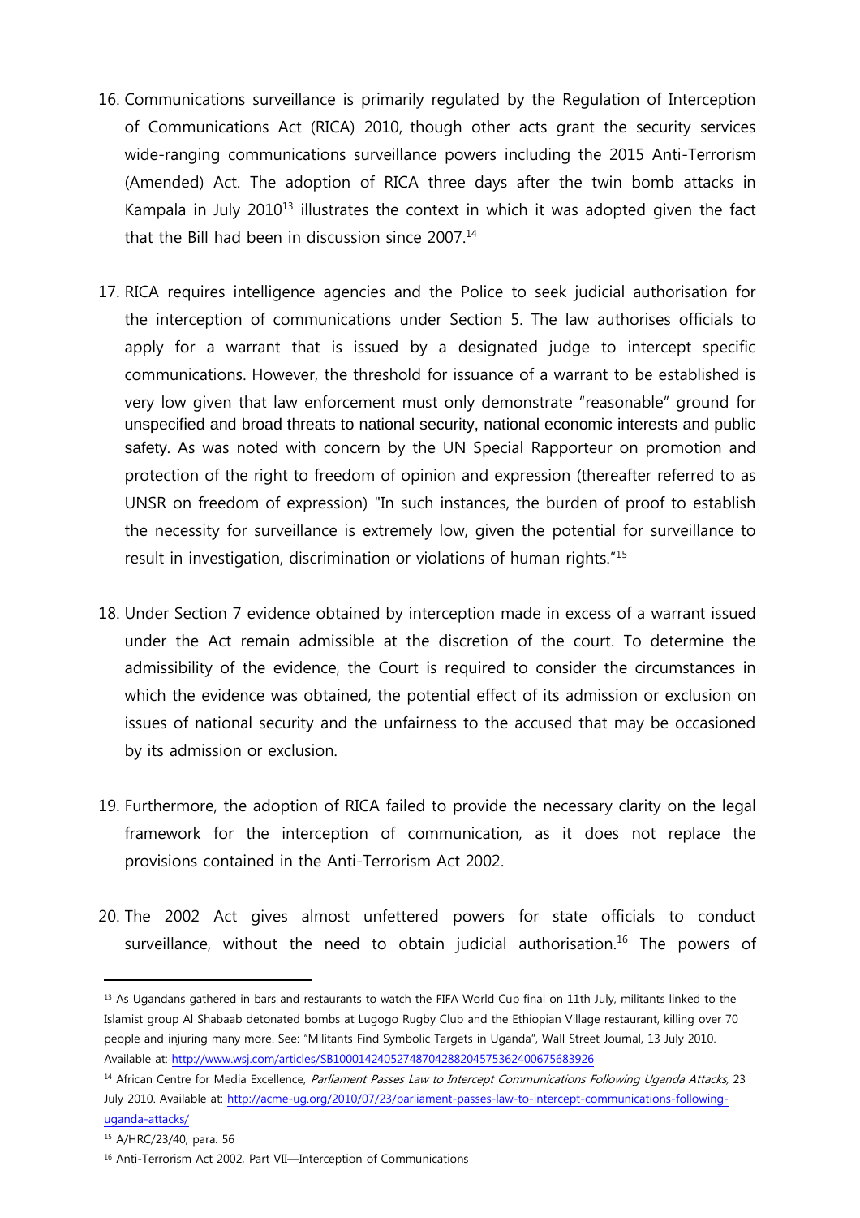16. Communications surveillance is primarily regulated by the Regulation of Interception of Communications Act (RICA) 2010, though other acts grant the security services wide-ranging communications surveillance powers including the 2015 Anti-Terrorism (Amended) Act. The adoption of RICA three days after the twin bomb attacks in Kampala in July 2010[13] illustrates the context in which it was adopted given the fact that the Bill had been in discussion since 2007.[14]

17. RICA requires intelligence agencies and the Police to seek judicial authorisation for the interception of communications under Section 5. The law authorises officials to apply for a warrant that is issued by a designated judge to intercept specific communications. However, the threshold for issuance of a warrant to be established is very low given that law enforcement must only demonstrate "reasonable" ground for unspecified and broad threats to national security, national economic interests and public safety. As was noted with concern by the UN Special Rapporteur on promotion and protection of the right to freedom of opinion and expression (thereafter referred to as UNSR on freedom of expression) "In such instances, the burden of proof to establish the necessity for surveillance is extremely low, given the potential for surveillance to result in investigation, discrimination or violations of human rights."[15]

18. Under Section 7 evidence obtained by interception made in excess of a warrant issued under the Act remain admissible at the discretion of the court. To determine the admissibility of the evidence, the Court is required to consider the circumstances in which the evidence was obtained, the potential effect of its admission or exclusion on issues of national security and the unfairness to the accused that may be occasioned by its admission or exclusion.

19. Furthermore, the adoption of RICA failed to provide the necessary clarity on the legal framework for the interception of communication, as it does not replace the provisions contained in the Anti-Terrorism Act 2002.

20. The 2002 Act gives almost unfettered powers for state officials to conduct surveillance, without the need to obtain judicial authorisation.[16] The powers of

---

[13] As Ugandans gathered in bars and restaurants to watch the FIFA World Cup final on 11th July, militants linked to the Islamist group Al Shabaab detonated bombs at Lugogo Rugby Club and the Ethiopian Village restaurant, killing over 70 people and injuring many more. See: "Militants Find Symbolic Targets in Uganda", Wall Street Journal, 13 July 2010. Available at: http://www.wsj.com/articles/SB10001424052748704288204575362400675683926

[14] African Centre for Media Excellence, *Parliament Passes Law to Intercept Communications Following Uganda Attacks,* 23 July 2010. Available at: http://acme-ug.org/2010/07/23/parliament-passes-law-to-intercept-communications-following-uganda-attacks/

[15] A/HRC/23/40, para. 56

[16] Anti-Terrorism Act 2002, Part VII—Interception of Communications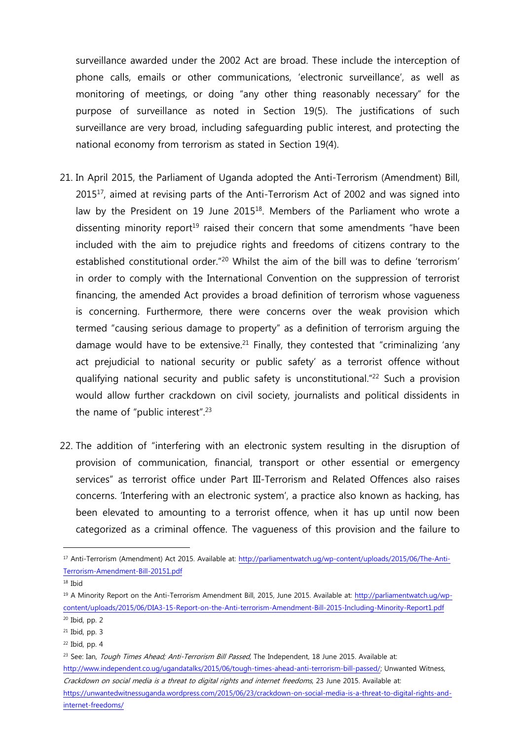surveillance awarded under the 2002 Act are broad. These include the interception of phone calls, emails or other communications, 'electronic surveillance', as well as monitoring of meetings, or doing "any other thing reasonably necessary" for the purpose of surveillance as noted in Section 19(5). The justifications of such surveillance are very broad, including safeguarding public interest, and protecting the national economy from terrorism as stated in Section 19(4).

21. In April 2015, the Parliament of Uganda adopted the Anti-Terrorism (Amendment) Bill, 2015[17], aimed at revising parts of the Anti-Terrorism Act of 2002 and was signed into law by the President on 19 June 2015[18]. Members of the Parliament who wrote a dissenting minority report[19] raised their concern that some amendments "have been included with the aim to prejudice rights and freedoms of citizens contrary to the established constitutional order."[20] Whilst the aim of the bill was to define 'terrorism' in order to comply with the International Convention on the suppression of terrorist financing, the amended Act provides a broad definition of terrorism whose vagueness is concerning. Furthermore, there were concerns over the weak provision which termed "causing serious damage to property" as a definition of terrorism arguing the damage would have to be extensive.[21] Finally, they contested that "criminalizing 'any act prejudicial to national security or public safety' as a terrorist offence without qualifying national security and public safety is unconstitutional."[22] Such a provision would allow further crackdown on civil society, journalists and political dissidents in the name of "public interest".[23]

22. The addition of "interfering with an electronic system resulting in the disruption of provision of communication, financial, transport or other essential or emergency services" as terrorist office under Part III-Terrorism and Related Offences also raises concerns. 'Interfering with an electronic system', a practice also known as hacking, has been elevated to amounting to a terrorist offence, when it has up until now been categorized as a criminal offence. The vagueness of this provision and the failure to

---

[17] Anti-Terrorism (Amendment) Act 2015. Available at: http://parliamentwatch.ug/wp-content/uploads/2015/06/The-Anti-Terrorism-Amendment-Bill-20151.pdf

[18] Ibid

[19] A Minority Report on the Anti-Terrorism Amendment Bill, 2015, June 2015. Available at: http://parliamentwatch.ug/wp-content/uploads/2015/06/DIA3-15-Report-on-the-Anti-terrorism-Amendment-Bill-2015-Including-Minority-Report1.pdf

[20] Ibid, pp. 2

[21] Ibid, pp. 3

[22] Ibid, pp. 4

[23] See: Ian, *Tough Times Ahead; Anti-Terrorism Bill Passed*, The Independent, 18 June 2015. Available at: http://www.independent.co.ug/ugandatalks/2015/06/tough-times-ahead-anti-terrorism-bill-passed/; Unwanted Witness, *Crackdown on social media is a threat to digital rights and internet freedoms*, 23 June 2015. Available at: https://unwantedwitnessuganda.wordpress.com/2015/06/23/crackdown-on-social-media-is-a-threat-to-digital-rights-and-internet-freedoms/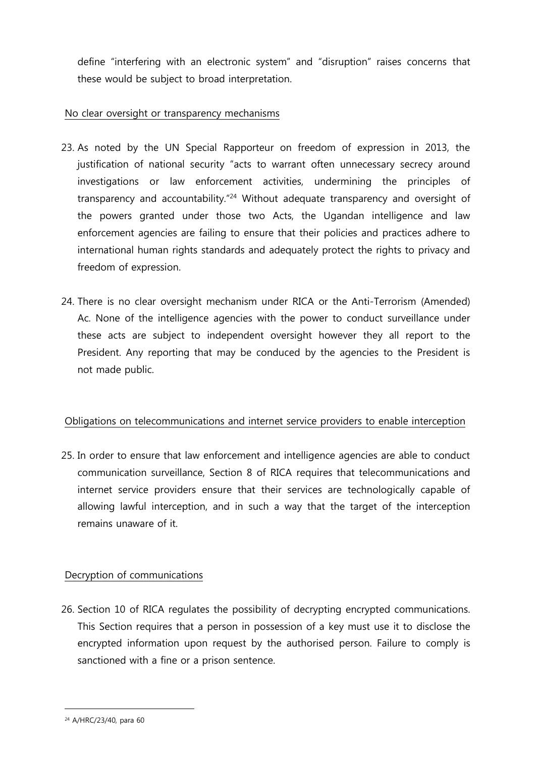define "interfering with an electronic system" and "disruption" raises concerns that these would be subject to broad interpretation.

No clear oversight or transparency mechanisms

23. As noted by the UN Special Rapporteur on freedom of expression in 2013, the justification of national security "acts to warrant often unnecessary secrecy around investigations or law enforcement activities, undermining the principles of transparency and accountability."[24] Without adequate transparency and oversight of the powers granted under those two Acts, the Ugandan intelligence and law enforcement agencies are failing to ensure that their policies and practices adhere to international human rights standards and adequately protect the rights to privacy and freedom of expression.

24. There is no clear oversight mechanism under RICA or the Anti-Terrorism (Amended) Ac. None of the intelligence agencies with the power to conduct surveillance under these acts are subject to independent oversight however they all report to the President. Any reporting that may be conduced by the agencies to the President is not made public.

Obligations on telecommunications and internet service providers to enable interception

25. In order to ensure that law enforcement and intelligence agencies are able to conduct communication surveillance, Section 8 of RICA requires that telecommunications and internet service providers ensure that their services are technologically capable of allowing lawful interception, and in such a way that the target of the interception remains unaware of it.

Decryption of communications

26. Section 10 of RICA regulates the possibility of decrypting encrypted communications. This Section requires that a person in possession of a key must use it to disclose the encrypted information upon request by the authorised person. Failure to comply is sanctioned with a fine or a prison sentence.

[24] A/HRC/23/40, para 60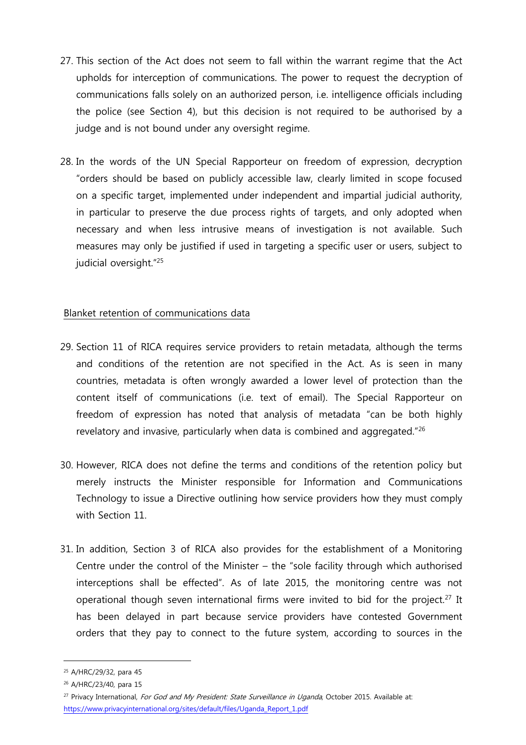27. This section of the Act does not seem to fall within the warrant regime that the Act upholds for interception of communications. The power to request the decryption of communications falls solely on an authorized person, i.e. intelligence officials including the police (see Section 4), but this decision is not required to be authorised by a judge and is not bound under any oversight regime.

28. In the words of the UN Special Rapporteur on freedom of expression, decryption "orders should be based on publicly accessible law, clearly limited in scope focused on a specific target, implemented under independent and impartial judicial authority, in particular to preserve the due process rights of targets, and only adopted when necessary and when less intrusive means of investigation is not available. Such measures may only be justified if used in targeting a specific user or users, subject to judicial oversight."[25]

<u>Blanket retention of communications data</u>

29. Section 11 of RICA requires service providers to retain metadata, although the terms and conditions of the retention are not specified in the Act. As is seen in many countries, metadata is often wrongly awarded a lower level of protection than the content itself of communications (i.e. text of email). The Special Rapporteur on freedom of expression has noted that analysis of metadata "can be both highly revelatory and invasive, particularly when data is combined and aggregated."[26]

30. However, RICA does not define the terms and conditions of the retention policy but merely instructs the Minister responsible for Information and Communications Technology to issue a Directive outlining how service providers how they must comply with Section 11.

31. In addition, Section 3 of RICA also provides for the establishment of a Monitoring Centre under the control of the Minister – the "sole facility through which authorised interceptions shall be effected". As of late 2015, the monitoring centre was not operational though seven international firms were invited to bid for the project.[27] It has been delayed in part because service providers have contested Government orders that they pay to connect to the future system, according to sources in the

---

[25] A/HRC/29/32, para 45

[26] A/HRC/23/40, para 15

[27] Privacy International, *For God and My President: State Surveillance in Uganda*, October 2015. Available at: https://www.privacyinternational.org/sites/default/files/Uganda_Report_1.pdf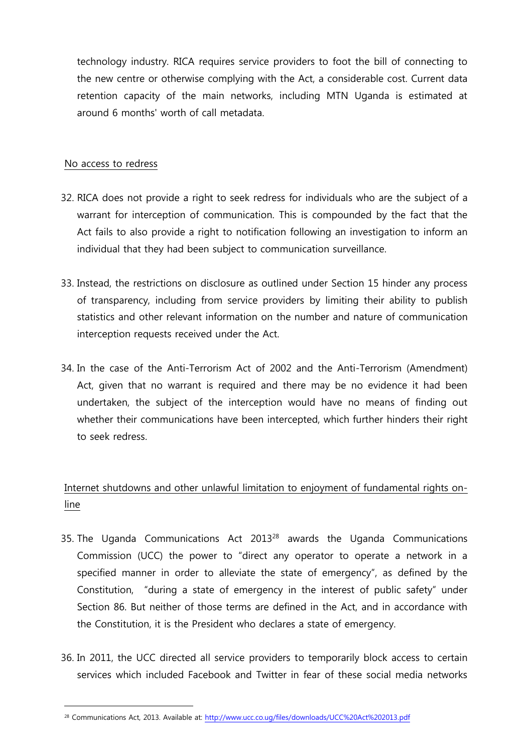technology industry. RICA requires service providers to foot the bill of connecting to the new centre or otherwise complying with the Act, a considerable cost. Current data retention capacity of the main networks, including MTN Uganda is estimated at around 6 months' worth of call metadata.

No access to redress

32. RICA does not provide a right to seek redress for individuals who are the subject of a warrant for interception of communication. This is compounded by the fact that the Act fails to also provide a right to notification following an investigation to inform an individual that they had been subject to communication surveillance.

33. Instead, the restrictions on disclosure as outlined under Section 15 hinder any process of transparency, including from service providers by limiting their ability to publish statistics and other relevant information on the number and nature of communication interception requests received under the Act.

34. In the case of the Anti-Terrorism Act of 2002 and the Anti-Terrorism (Amendment) Act, given that no warrant is required and there may be no evidence it had been undertaken, the subject of the interception would have no means of finding out whether their communications have been intercepted, which further hinders their right to seek redress.

Internet shutdowns and other unlawful limitation to enjoyment of fundamental rights on-line

35. The Uganda Communications Act 2013[28] awards the Uganda Communications Commission (UCC) the power to "direct any operator to operate a network in a specified manner in order to alleviate the state of emergency", as defined by the Constitution, "during a state of emergency in the interest of public safety" under Section 86. But neither of those terms are defined in the Act, and in accordance with the Constitution, it is the President who declares a state of emergency.

36. In 2011, the UCC directed all service providers to temporarily block access to certain services which included Facebook and Twitter in fear of these social media networks

[28] Communications Act, 2013. Available at: http://www.ucc.co.ug/files/downloads/UCC%20Act%202013.pdf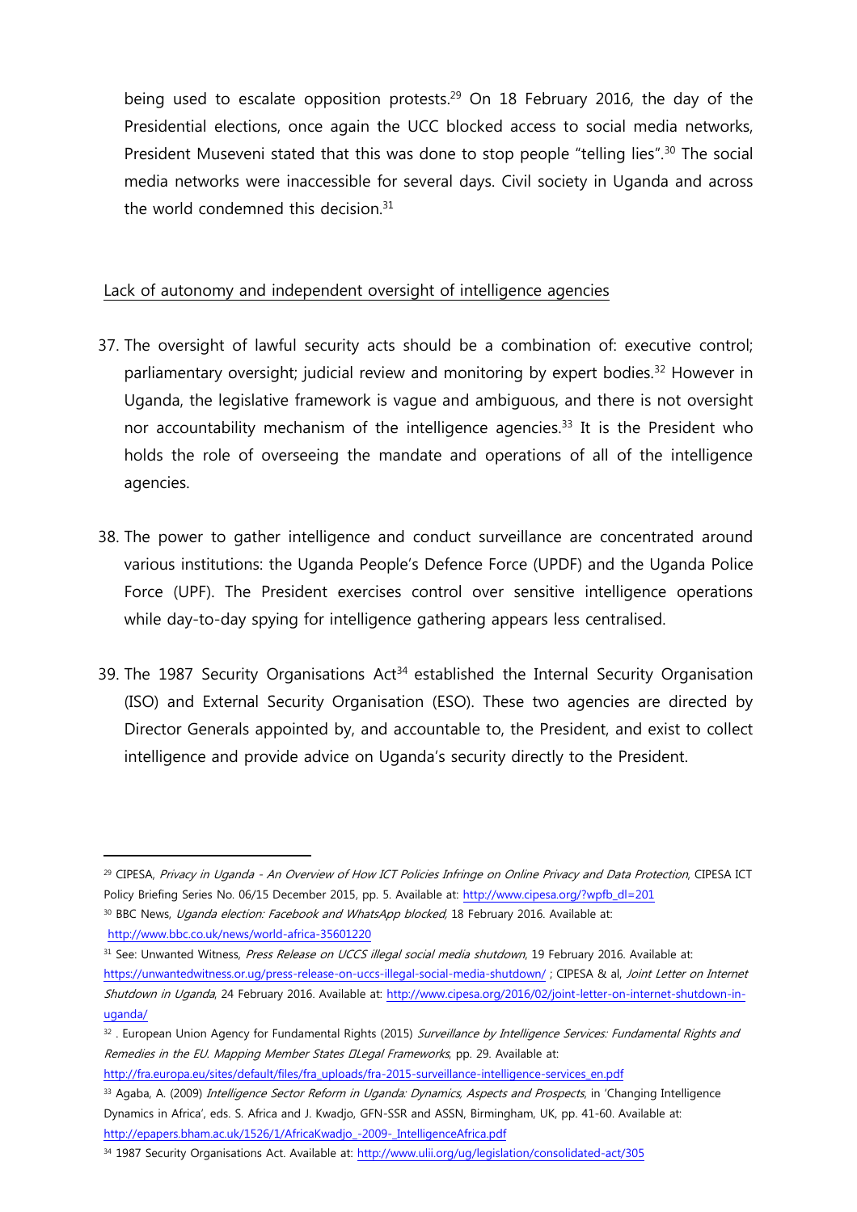being used to escalate opposition protests.[29] On 18 February 2016, the day of the Presidential elections, once again the UCC blocked access to social media networks, President Museveni stated that this was done to stop people "telling lies".[30] The social media networks were inaccessible for several days. Civil society in Uganda and across the world condemned this decision.[31]

Lack of autonomy and independent oversight of intelligence agencies

37. The oversight of lawful security acts should be a combination of: executive control; parliamentary oversight; judicial review and monitoring by expert bodies.[32] However in Uganda, the legislative framework is vague and ambiguous, and there is not oversight nor accountability mechanism of the intelligence agencies.[33] It is the President who holds the role of overseeing the mandate and operations of all of the intelligence agencies.

38. The power to gather intelligence and conduct surveillance are concentrated around various institutions: the Uganda People's Defence Force (UPDF) and the Uganda Police Force (UPF). The President exercises control over sensitive intelligence operations while day-to-day spying for intelligence gathering appears less centralised.

39. The 1987 Security Organisations Act[34] established the Internal Security Organisation (ISO) and External Security Organisation (ESO). These two agencies are directed by Director Generals appointed by, and accountable to, the President, and exist to collect intelligence and provide advice on Uganda's security directly to the President.

---

[29] CIPESA, *Privacy in Uganda - An Overview of How ICT Policies Infringe on Online Privacy and Data Protection*, CIPESA ICT Policy Briefing Series No. 06/15 December 2015, pp. 5. Available at: http://www.cipesa.org/?wpfb_dl=201

[30] BBC News, *Uganda election: Facebook and WhatsApp blocked*, 18 February 2016. Available at: http://www.bbc.co.uk/news/world-africa-35601220

[31] See: Unwanted Witness, *Press Release on UCCS illegal social media shutdown*, 19 February 2016. Available at: https://unwantedwitness.or.ug/press-release-on-uccs-illegal-social-media-shutdown/ ; CIPESA & al, *Joint Letter on Internet Shutdown in Uganda*, 24 February 2016. Available at: http://www.cipesa.org/2016/02/joint-letter-on-internet-shutdown-in-uganda/

[32] . European Union Agency for Fundamental Rights (2015) *Surveillance by Intelligence Services: Fundamental Rights and Remedies in the EU. Mapping Member States Legal Frameworks*, pp. 29. Available at: http://fra.europa.eu/sites/default/files/fra_uploads/fra-2015-surveillance-intelligence-services_en.pdf

[33] Agaba, A. (2009) *Intelligence Sector Reform in Uganda: Dynamics, Aspects and Prospects*, in 'Changing Intelligence Dynamics in Africa', eds. S. Africa and J. Kwadjo, GFN-SSR and ASSN, Birmingham, UK, pp. 41-60. Available at: http://epapers.bham.ac.uk/1526/1/AfricaKwadjo_-2009-_IntelligenceAfrica.pdf

[34] 1987 Security Organisations Act. Available at: http://www.ulii.org/ug/legislation/consolidated-act/305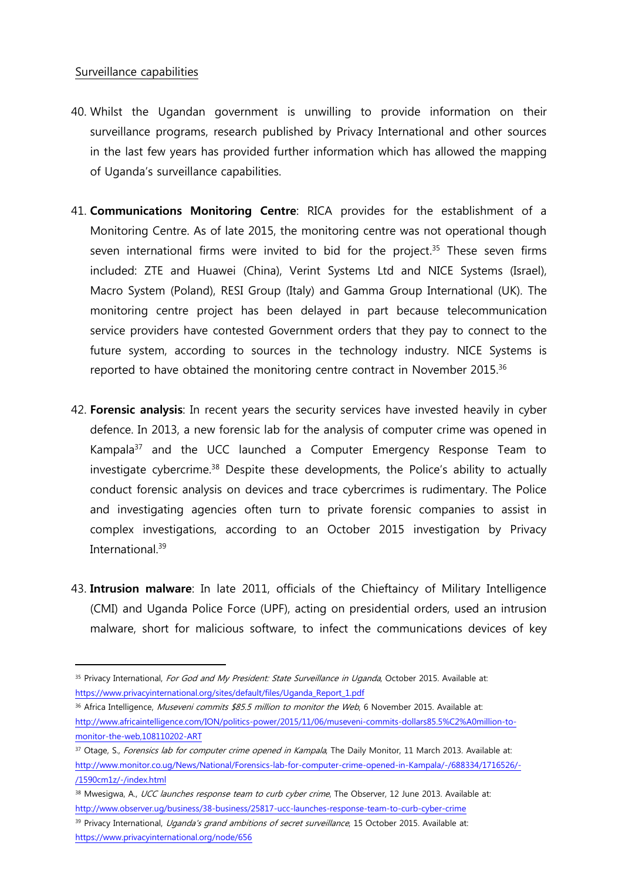Surveillance capabilities

40. Whilst the Ugandan government is unwilling to provide information on their surveillance programs, research published by Privacy International and other sources in the last few years has provided further information which has allowed the mapping of Uganda's surveillance capabilities.

41. **Communications Monitoring Centre**: RICA provides for the establishment of a Monitoring Centre. As of late 2015, the monitoring centre was not operational though seven international firms were invited to bid for the project.[35] These seven firms included: ZTE and Huawei (China), Verint Systems Ltd and NICE Systems (Israel), Macro System (Poland), RESI Group (Italy) and Gamma Group International (UK). The monitoring centre project has been delayed in part because telecommunication service providers have contested Government orders that they pay to connect to the future system, according to sources in the technology industry. NICE Systems is reported to have obtained the monitoring centre contract in November 2015.[36]

42. **Forensic analysis**: In recent years the security services have invested heavily in cyber defence. In 2013, a new forensic lab for the analysis of computer crime was opened in Kampala[37] and the UCC launched a Computer Emergency Response Team to investigate cybercrime.[38] Despite these developments, the Police's ability to actually conduct forensic analysis on devices and trace cybercrimes is rudimentary. The Police and investigating agencies often turn to private forensic companies to assist in complex investigations, according to an October 2015 investigation by Privacy International.[39]

43. **Intrusion malware**: In late 2011, officials of the Chieftaincy of Military Intelligence (CMI) and Uganda Police Force (UPF), acting on presidential orders, used an intrusion malware, short for malicious software, to infect the communications devices of key

---

[35] Privacy International, *For God and My President: State Surveillance in Uganda*, October 2015. Available at: https://www.privacyinternational.org/sites/default/files/Uganda_Report_1.pdf

[36] Africa Intelligence, *Museveni commits $85.5 million to monitor the Web*, 6 November 2015. Available at: http://www.africaintelligence.com/ION/politics-power/2015/11/06/museveni-commits-dollars85.5%C2%A0million-to-monitor-the-web,108110202-ART

[37] Otage, S., *Forensics lab for computer crime opened in Kampala*, The Daily Monitor, 11 March 2013. Available at: http://www.monitor.co.ug/News/National/Forensics-lab-for-computer-crime-opened-in-Kampala/-/688334/1716526/-/1590cm1z/-/index.html

[38] Mwesigwa, A., *UCC launches response team to curb cyber crime*, The Observer, 12 June 2013. Available at: http://www.observer.ug/business/38-business/25817-ucc-launches-response-team-to-curb-cyber-crime

[39] Privacy International, *Uganda's grand ambitions of secret surveillance*, 15 October 2015. Available at: https://www.privacyinternational.org/node/656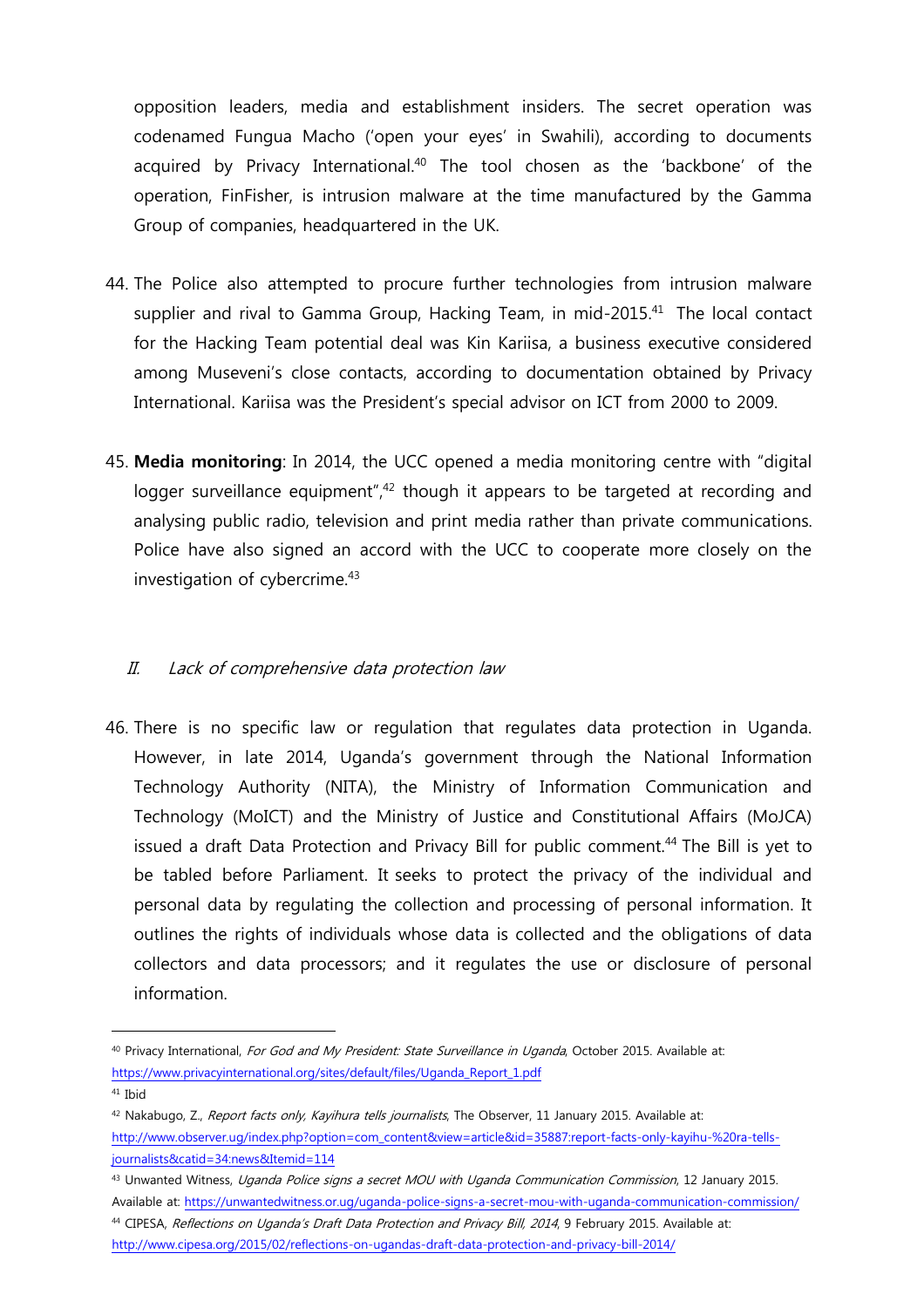opposition leaders, media and establishment insiders. The secret operation was codenamed Fungua Macho ('open your eyes' in Swahili), according to documents acquired by Privacy International.[40] The tool chosen as the 'backbone' of the operation, FinFisher, is intrusion malware at the time manufactured by the Gamma Group of companies, headquartered in the UK.

44. The Police also attempted to procure further technologies from intrusion malware supplier and rival to Gamma Group, Hacking Team, in mid-2015.[41] The local contact for the Hacking Team potential deal was Kin Kariisa, a business executive considered among Museveni's close contacts, according to documentation obtained by Privacy International. Kariisa was the President's special advisor on ICT from 2000 to 2009.

45. **Media monitoring**: In 2014, the UCC opened a media monitoring centre with "digital logger surveillance equipment",[42] though it appears to be targeted at recording and analysing public radio, television and print media rather than private communications. Police have also signed an accord with the UCC to cooperate more closely on the investigation of cybercrime.[43]

## *II. Lack of comprehensive data protection law*

46. There is no specific law or regulation that regulates data protection in Uganda. However, in late 2014, Uganda's government through the National Information Technology Authority (NITA), the Ministry of Information Communication and Technology (MoICT) and the Ministry of Justice and Constitutional Affairs (MoJCA) issued a draft Data Protection and Privacy Bill for public comment.[44] The Bill is yet to be tabled before Parliament. It seeks to protect the privacy of the individual and personal data by regulating the collection and processing of personal information. It outlines the rights of individuals whose data is collected and the obligations of data collectors and data processors; and it regulates the use or disclosure of personal information.

---

[40] Privacy International, *For God and My President: State Surveillance in Uganda*, October 2015. Available at: https://www.privacyinternational.org/sites/default/files/Uganda_Report_1.pdf

[41] Ibid

[42] Nakabugo, Z., *Report facts only, Kayihura tells journalists*, The Observer, 11 January 2015. Available at: http://www.observer.ug/index.php?option=com_content&view=article&id=35887:report-facts-only-kayihu-%20ra-tells-journalists&catid=34:news&Itemid=114

[43] Unwanted Witness, *Uganda Police signs a secret MOU with Uganda Communication Commission*, 12 January 2015. Available at: https://unwantedwitness.or.ug/uganda-police-signs-a-secret-mou-with-uganda-communication-commission/

[44] CIPESA, *Reflections on Uganda's Draft Data Protection and Privacy Bill, 2014*, 9 February 2015. Available at: http://www.cipesa.org/2015/02/reflections-on-ugandas-draft-data-protection-and-privacy-bill-2014/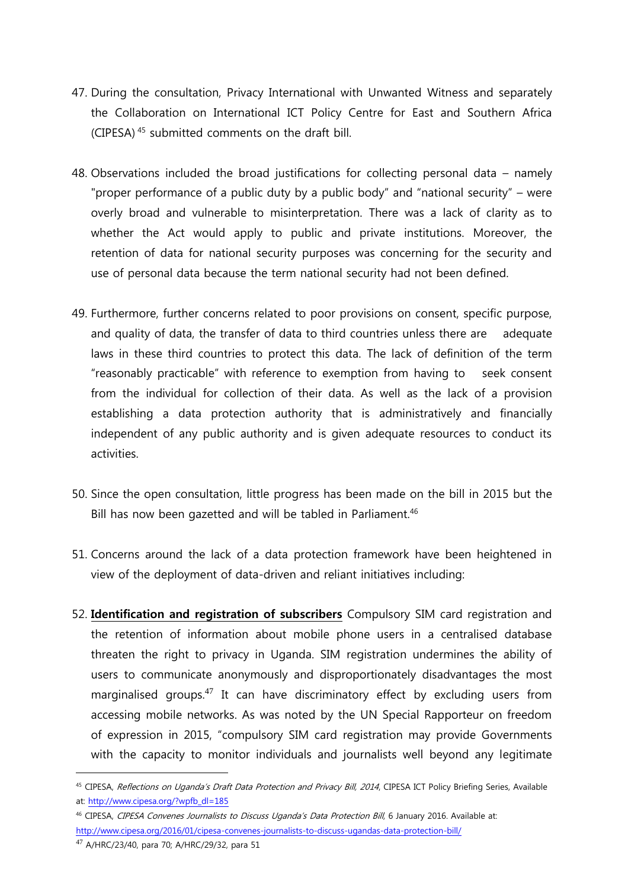47. During the consultation, Privacy International with Unwanted Witness and separately the Collaboration on International ICT Policy Centre for East and Southern Africa (CIPESA)[45] submitted comments on the draft bill.

48. Observations included the broad justifications for collecting personal data – namely "proper performance of a public duty by a public body" and "national security" – were overly broad and vulnerable to misinterpretation. There was a lack of clarity as to whether the Act would apply to public and private institutions. Moreover, the retention of data for national security purposes was concerning for the security and use of personal data because the term national security had not been defined.

49. Furthermore, further concerns related to poor provisions on consent, specific purpose, and quality of data, the transfer of data to third countries unless there are adequate laws in these third countries to protect this data. The lack of definition of the term "reasonably practicable" with reference to exemption from having to seek consent from the individual for collection of their data. As well as the lack of a provision establishing a data protection authority that is administratively and financially independent of any public authority and is given adequate resources to conduct its activities.

50. Since the open consultation, little progress has been made on the bill in 2015 but the Bill has now been gazetted and will be tabled in Parliament.[46]

51. Concerns around the lack of a data protection framework have been heightened in view of the deployment of data-driven and reliant initiatives including:

52. **Identification and registration of subscribers** Compulsory SIM card registration and the retention of information about mobile phone users in a centralised database threaten the right to privacy in Uganda. SIM registration undermines the ability of users to communicate anonymously and disproportionately disadvantages the most marginalised groups.[47] It can have discriminatory effect by excluding users from accessing mobile networks. As was noted by the UN Special Rapporteur on freedom of expression in 2015, "compulsory SIM card registration may provide Governments with the capacity to monitor individuals and journalists well beyond any legitimate

---

[45] CIPESA, *Reflections on Uganda's Draft Data Protection and Privacy Bill, 2014*, CIPESA ICT Policy Briefing Series, Available at: http://www.cipesa.org/?wpfb_dl=185

[46] CIPESA, *CIPESA Convenes Journalists to Discuss Uganda's Data Protection Bill*, 6 January 2016. Available at: http://www.cipesa.org/2016/01/cipesa-convenes-journalists-to-discuss-ugandas-data-protection-bill/

[47] A/HRC/23/40, para 70; A/HRC/29/32, para 51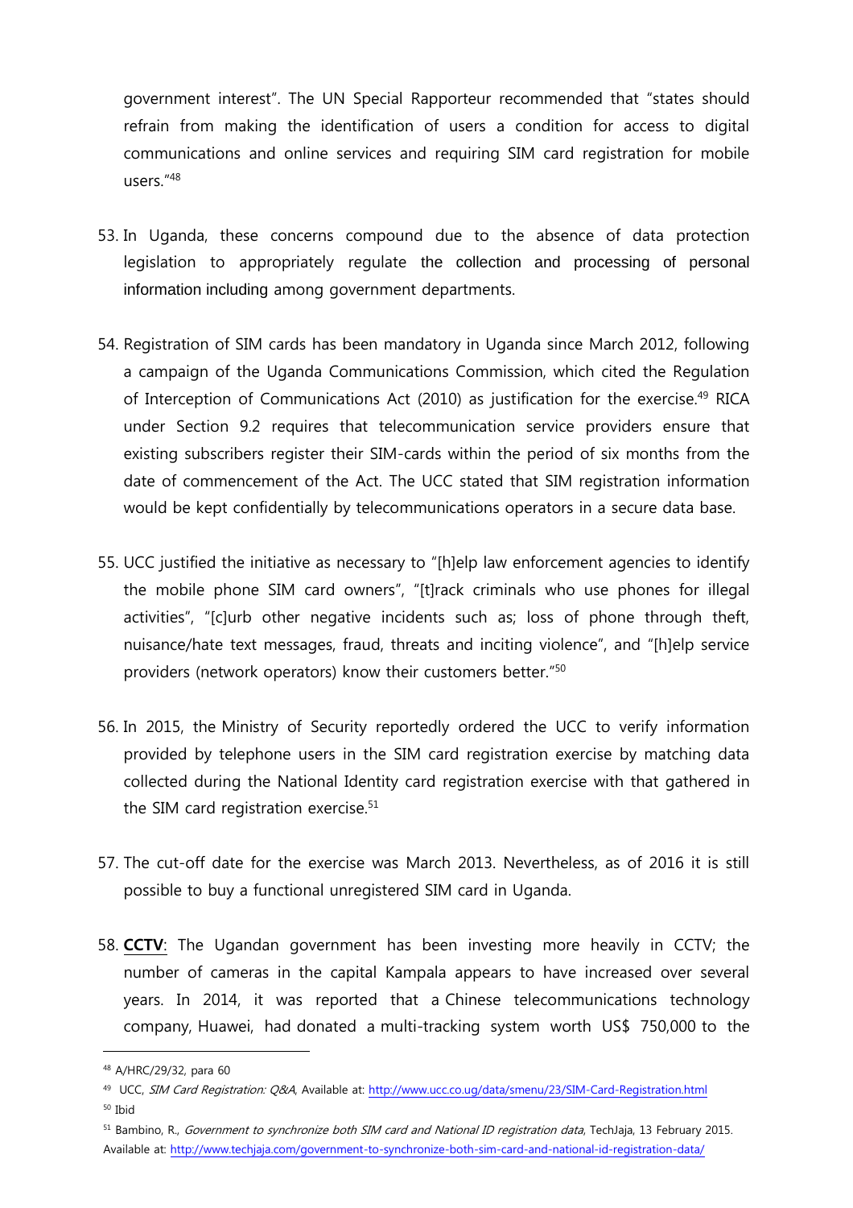government interest". The UN Special Rapporteur recommended that "states should refrain from making the identification of users a condition for access to digital communications and online services and requiring SIM card registration for mobile users."[48]

53. In Uganda, these concerns compound due to the absence of data protection legislation to appropriately regulate the collection and processing of personal information including among government departments.

54. Registration of SIM cards has been mandatory in Uganda since March 2012, following a campaign of the Uganda Communications Commission, which cited the Regulation of Interception of Communications Act (2010) as justification for the exercise.[49] RICA under Section 9.2 requires that telecommunication service providers ensure that existing subscribers register their SIM-cards within the period of six months from the date of commencement of the Act. The UCC stated that SIM registration information would be kept confidentially by telecommunications operators in a secure data base.

55. UCC justified the initiative as necessary to "[h]elp law enforcement agencies to identify the mobile phone SIM card owners", "[t]rack criminals who use phones for illegal activities", "[c]urb other negative incidents such as; loss of phone through theft, nuisance/hate text messages, fraud, threats and inciting violence", and "[h]elp service providers (network operators) know their customers better."[50]

56. In 2015, the Ministry of Security reportedly ordered the UCC to verify information provided by telephone users in the SIM card registration exercise by matching data collected during the National Identity card registration exercise with that gathered in the SIM card registration exercise.[51]

57. The cut-off date for the exercise was March 2013. Nevertheless, as of 2016 it is still possible to buy a functional unregistered SIM card in Uganda.

58. **<u>CCTV</u>**: The Ugandan government has been investing more heavily in CCTV; the number of cameras in the capital Kampala appears to have increased over several years. In 2014, it was reported that a Chinese telecommunications technology company, Huawei, had donated a multi-tracking system worth US$ 750,000 to the

---

[48] A/HRC/29/32, para 60

[49] UCC, *SIM Card Registration: Q&A*, Available at: http://www.ucc.co.ug/data/smenu/23/SIM-Card-Registration.html

[50] Ibid

[51] Bambino, R., *Government to synchronize both SIM card and National ID registration data*, TechJaja, 13 February 2015. Available at: http://www.techjaja.com/government-to-synchronize-both-sim-card-and-national-id-registration-data/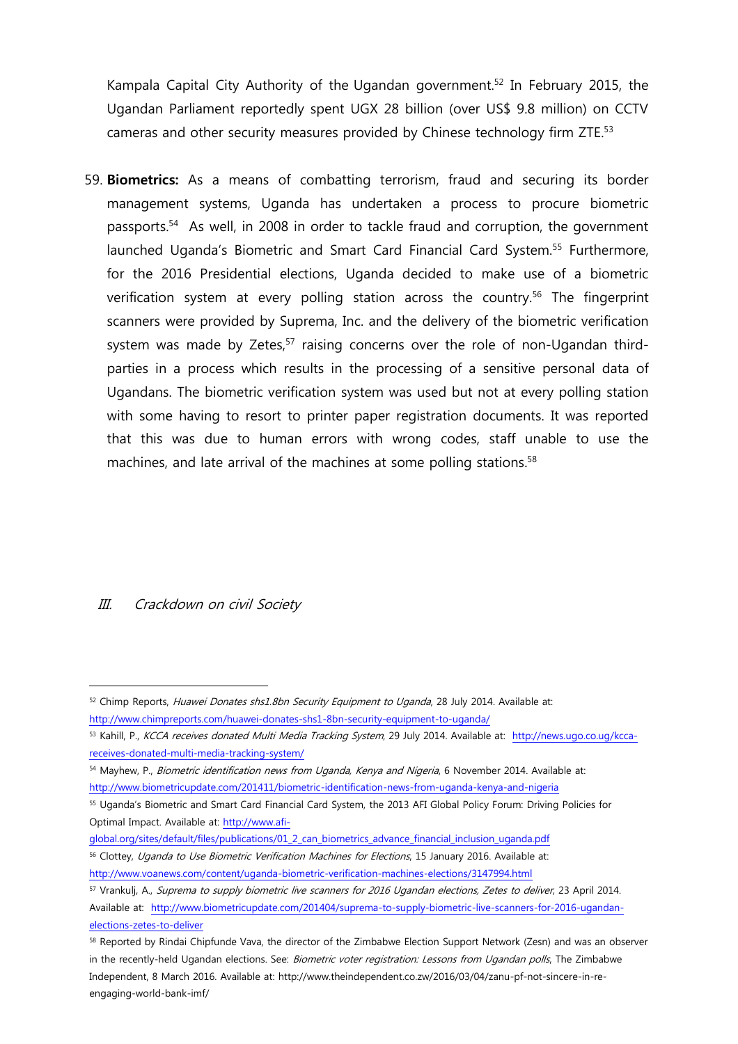Kampala Capital City Authority of the Ugandan government.[52] In February 2015, the Ugandan Parliament reportedly spent UGX 28 billion (over US$ 9.8 million) on CCTV cameras and other security measures provided by Chinese technology firm ZTE.[53]

59. **Biometrics:** As a means of combatting terrorism, fraud and securing its border management systems, Uganda has undertaken a process to procure biometric passports.[54] As well, in 2008 in order to tackle fraud and corruption, the government launched Uganda's Biometric and Smart Card Financial Card System.[55] Furthermore, for the 2016 Presidential elections, Uganda decided to make use of a biometric verification system at every polling station across the country.[56] The fingerprint scanners were provided by Suprema, Inc. and the delivery of the biometric verification system was made by Zetes,[57] raising concerns over the role of non-Ugandan third-parties in a process which results in the processing of a sensitive personal data of Ugandans. The biometric verification system was used but not at every polling station with some having to resort to printer paper registration documents. It was reported that this was due to human errors with wrong codes, staff unable to use the machines, and late arrival of the machines at some polling stations.[58]

## III. *Crackdown on civil Society*

---

[52] Chimp Reports, *Huawei Donates shs1.8bn Security Equipment to Uganda*, 28 July 2014. Available at: http://www.chimpreports.com/huawei-donates-shs1-8bn-security-equipment-to-uganda/

[53] Kahill, P., *KCCA receives donated Multi Media Tracking System*, 29 July 2014. Available at: http://news.ugo.co.ug/kcca-receives-donated-multi-media-tracking-system/

[54] Mayhew, P., *Biometric identification news from Uganda, Kenya and Nigeria*, 6 November 2014. Available at: http://www.biometricupdate.com/201411/biometric-identification-news-from-uganda-kenya-and-nigeria

[55] Uganda's Biometric and Smart Card Financial Card System, the 2013 AFI Global Policy Forum: Driving Policies for Optimal Impact. Available at: http://www.afi-global.org/sites/default/files/publications/01_2_can_biometrics_advance_financial_inclusion_uganda.pdf

[56] Clottey, *Uganda to Use Biometric Verification Machines for Elections*, 15 January 2016. Available at: http://www.voanews.com/content/uganda-biometric-verification-machines-elections/3147994.html

[57] Vrankulj, A., *Suprema to supply biometric live scanners for 2016 Ugandan elections, Zetes to deliver*, 23 April 2014. Available at: http://www.biometricupdate.com/201404/suprema-to-supply-biometric-live-scanners-for-2016-ugandan-elections-zetes-to-deliver

[58] Reported by Rindai Chipfunde Vava, the director of the Zimbabwe Election Support Network (Zesn) and was an observer in the recently-held Ugandan elections. See: *Biometric voter registration: Lessons from Ugandan polls*, The Zimbabwe Independent, 8 March 2016. Available at: http://www.theindependent.co.zw/2016/03/04/zanu-pf-not-sincere-in-re-engaging-world-bank-imf/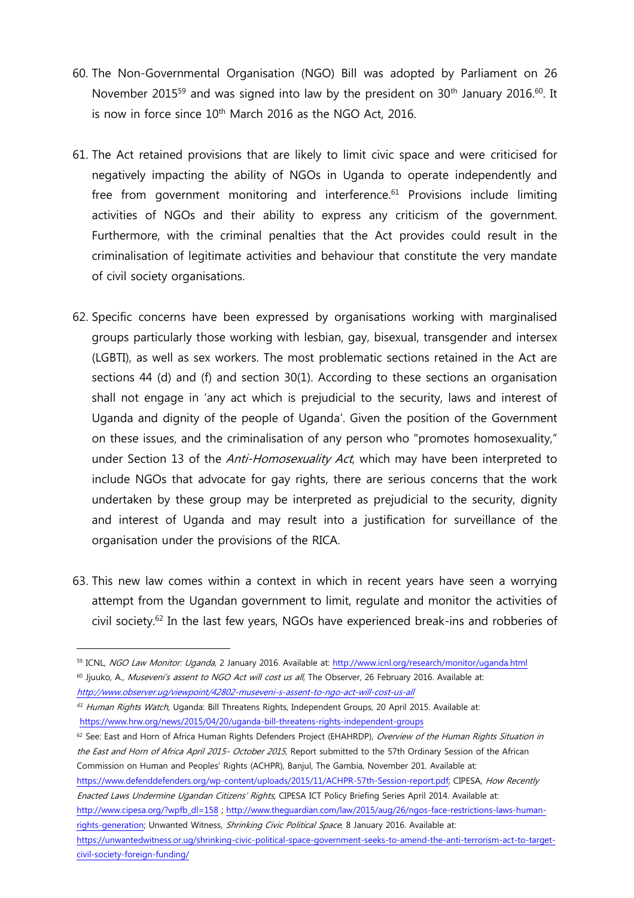60. The Non-Governmental Organisation (NGO) Bill was adopted by Parliament on 26 November 2015[59] and was signed into law by the president on 30th January 2016.[60]. It is now in force since 10th March 2016 as the NGO Act, 2016.

61. The Act retained provisions that are likely to limit civic space and were criticised for negatively impacting the ability of NGOs in Uganda to operate independently and free from government monitoring and interference.[61] Provisions include limiting activities of NGOs and their ability to express any criticism of the government. Furthermore, with the criminal penalties that the Act provides could result in the criminalisation of legitimate activities and behaviour that constitute the very mandate of civil society organisations.

62. Specific concerns have been expressed by organisations working with marginalised groups particularly those working with lesbian, gay, bisexual, transgender and intersex (LGBTI), as well as sex workers. The most problematic sections retained in the Act are sections 44 (d) and (f) and section 30(1). According to these sections an organisation shall not engage in 'any act which is prejudicial to the security, laws and interest of Uganda and dignity of the people of Uganda'. Given the position of the Government on these issues, and the criminalisation of any person who "promotes homosexuality," under Section 13 of the *Anti-Homosexuality Act*, which may have been interpreted to include NGOs that advocate for gay rights, there are serious concerns that the work undertaken by these group may be interpreted as prejudicial to the security, dignity and interest of Uganda and may result into a justification for surveillance of the organisation under the provisions of the RICA.

63. This new law comes within a context in which in recent years have seen a worrying attempt from the Ugandan government to limit, regulate and monitor the activities of civil society.[62] In the last few years, NGOs have experienced break-ins and robberies of

---

[59] ICNL, *NGO Law Monitor: Uganda*, 2 January 2016. Available at: http://www.icnl.org/research/monitor/uganda.html

[60] Jjuuko, A., *Museveni's assent to NGO Act will cost us all*, The Observer, 26 February 2016. Available at: http://www.observer.ug/viewpoint/42802-museveni-s-assent-to-ngo-act-will-cost-us-all

[61] *Human Rights Watch,* Uganda: Bill Threatens Rights, Independent Groups, 20 April 2015. Available at: https://www.hrw.org/news/2015/04/20/uganda-bill-threatens-rights-independent-groups

[62] See: East and Horn of Africa Human Rights Defenders Project (EHAHRDP), *Overview of the Human Rights Situation in the East and Horn of Africa April 2015- October 2015*, Report submitted to the 57th Ordinary Session of the African Commission on Human and Peoples' Rights (ACHPR), Banjul, The Gambia, November 201. Available at: https://www.defenddefenders.org/wp-content/uploads/2015/11/ACHPR-57th-Session-report.pdf; CIPESA, *How Recently Enacted Laws Undermine Ugandan Citizens' Rights*, CIPESA ICT Policy Briefing Series April 2014. Available at: http://www.cipesa.org/?wpfb_dl=158 ; http://www.theguardian.com/law/2015/aug/26/ngos-face-restrictions-laws-human-rights-generation; Unwanted Witness, *Shrinking Civic Political Space*, 8 January 2016. Available at: https://unwantedwitness.or.ug/shrinking-civic-political-space-government-seeks-to-amend-the-anti-terrorism-act-to-target-civil-society-foreign-funding/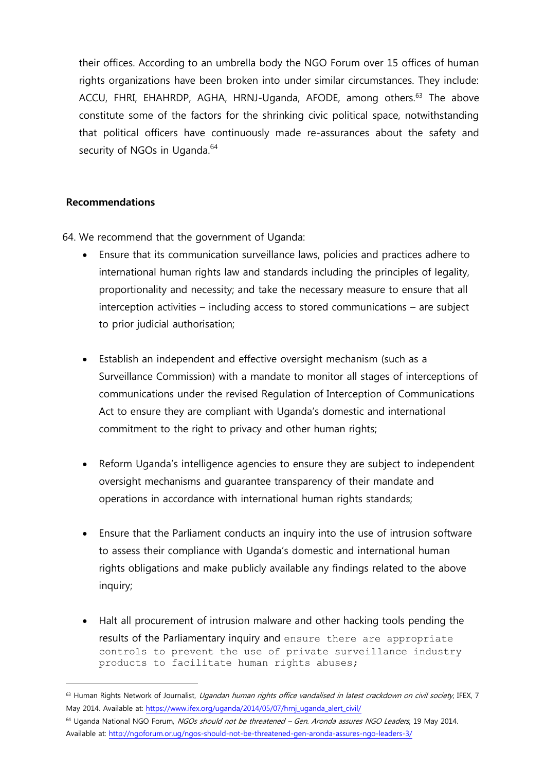their offices. According to an umbrella body the NGO Forum over 15 offices of human rights organizations have been broken into under similar circumstances. They include: ACCU, FHRI, EHAHRDP, AGHA, HRNJ-Uganda, AFODE, among others.[63] The above constitute some of the factors for the shrinking civic political space, notwithstanding that political officers have continuously made re-assurances about the safety and security of NGOs in Uganda.[64]

**Recommendations**

64. We recommend that the government of Uganda:

- Ensure that its communication surveillance laws, policies and practices adhere to international human rights law and standards including the principles of legality, proportionality and necessity; and take the necessary measure to ensure that all interception activities – including access to stored communications – are subject to prior judicial authorisation;

- Establish an independent and effective oversight mechanism (such as a Surveillance Commission) with a mandate to monitor all stages of interceptions of communications under the revised Regulation of Interception of Communications Act to ensure they are compliant with Uganda's domestic and international commitment to the right to privacy and other human rights;

- Reform Uganda's intelligence agencies to ensure they are subject to independent oversight mechanisms and guarantee transparency of their mandate and operations in accordance with international human rights standards;

- Ensure that the Parliament conducts an inquiry into the use of intrusion software to assess their compliance with Uganda's domestic and international human rights obligations and make publicly available any findings related to the above inquiry;

- Halt all procurement of intrusion malware and other hacking tools pending the results of the Parliamentary inquiry and ensure there are appropriate controls to prevent the use of private surveillance industry products to facilitate human rights abuses;

---

[63] Human Rights Network of Journalist, *Ugandan human rights office vandalised in latest crackdown on civil society*, IFEX, 7 May 2014. Available at: https://www.ifex.org/uganda/2014/05/07/hrnj_uganda_alert_civil/

[64] Uganda National NGO Forum, *NGOs should not be threatened – Gen. Aronda assures NGO Leaders*, 19 May 2014. Available at: http://ngoforum.or.ug/ngos-should-not-be-threatened-gen-aronda-assures-ngo-leaders-3/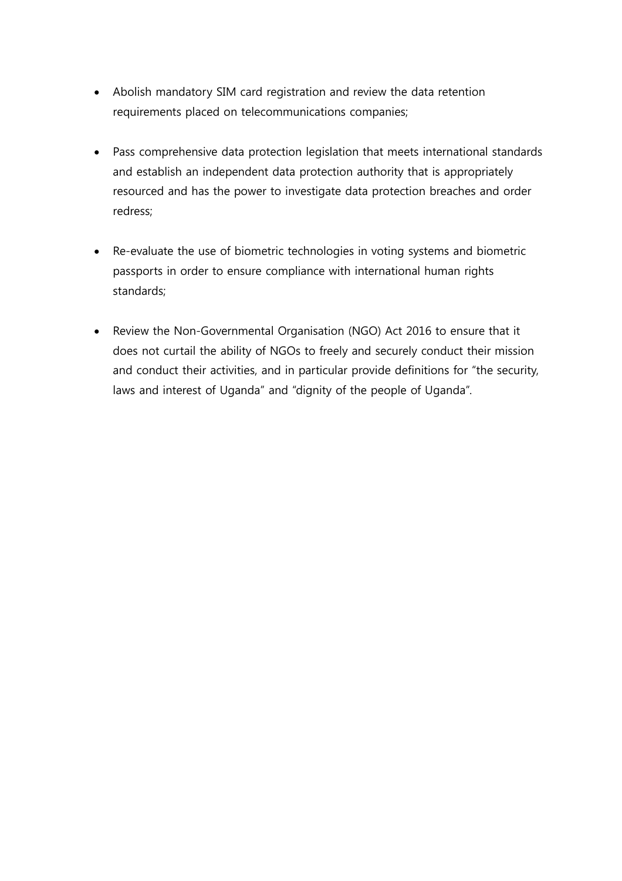- Abolish mandatory SIM card registration and review the data retention requirements placed on telecommunications companies;

- Pass comprehensive data protection legislation that meets international standards and establish an independent data protection authority that is appropriately resourced and has the power to investigate data protection breaches and order redress;

- Re-evaluate the use of biometric technologies in voting systems and biometric passports in order to ensure compliance with international human rights standards;

- Review the Non-Governmental Organisation (NGO) Act 2016 to ensure that it does not curtail the ability of NGOs to freely and securely conduct their mission and conduct their activities, and in particular provide definitions for "the security, laws and interest of Uganda" and "dignity of the people of Uganda".